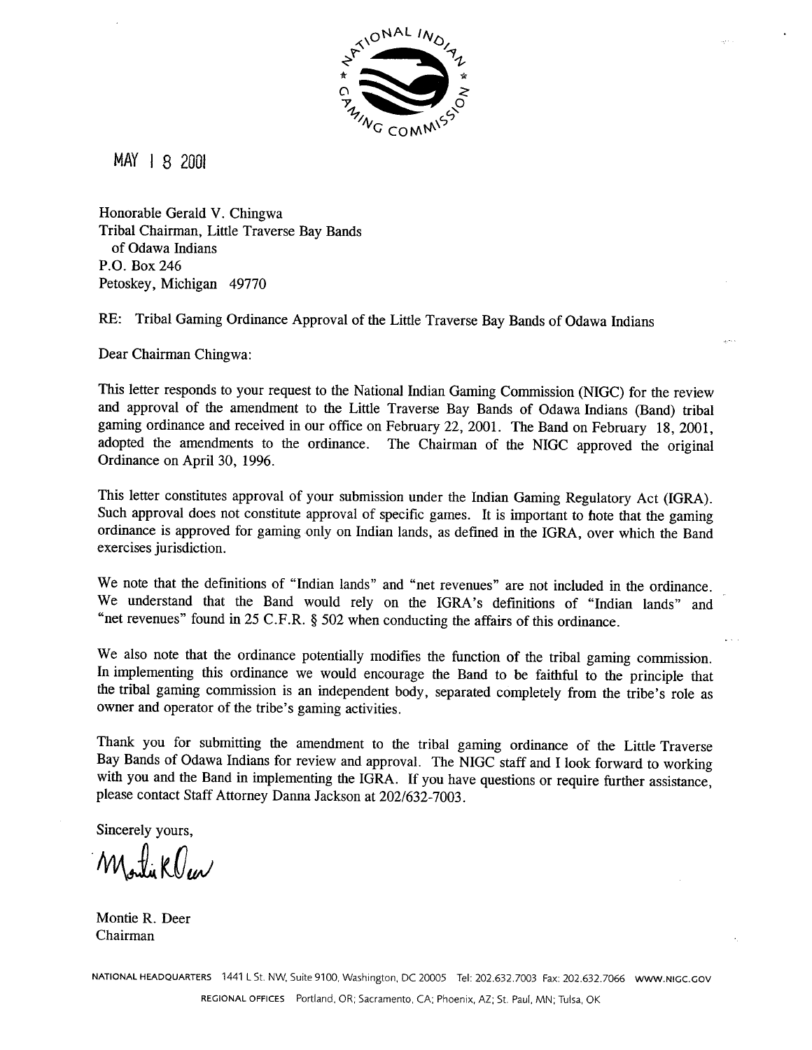NATIONAL INDIAN GAMING COMMISSION

MAY 18 2001

Honorable Gerald V. Chingwa
Tribal Chairman, Little Traverse Bay Bands
of Odawa Indians
P.O. Box 246
Petoskey, Michigan 49770

RE: Tribal Gaming Ordinance Approval of the Little Traverse Bay Bands of Odawa Indians

Dear Chairman Chingwa:

This letter responds to your request to the National Indian Gaming Commission (NIGC) for the review and approval of the amendment to the Little Traverse Bay Bands of Odawa Indians (Band) tribal gaming ordinance and received in our office on February 22, 2001. The Band on February 18, 2001, adopted the amendments to the ordinance. The Chairman of the NIGC approved the original Ordinance on April 30, 1996.

This letter constitutes approval of your submission under the Indian Gaming Regulatory Act (IGRA). Such approval does not constitute approval of specific games. It is important to note that the gaming ordinance is approved for gaming only on Indian lands, as defined in the IGRA, over which the Band exercises jurisdiction.

We note that the definitions of "Indian lands" and "net revenues" are not included in the ordinance. We understand that the Band would rely on the IGRA's definitions of "Indian lands" and "net revenues" found in 25 C.F.R. § 502 when conducting the affairs of this ordinance.

We also note that the ordinance potentially modifies the function of the tribal gaming commission. In implementing this ordinance we would encourage the Band to be faithful to the principle that the tribal gaming commission is an independent body, separated completely from the tribe's role as owner and operator of the tribe's gaming activities.

Thank you for submitting the amendment to the tribal gaming ordinance of the Little Traverse Bay Bands of Odawa Indians for review and approval. The NIGC staff and I look forward to working with you and the Band in implementing the IGRA. If you have questions or require further assistance, please contact Staff Attorney Danna Jackson at 202/632-7003.

Sincerely yours,

Montie R. Deer
Chairman

NATIONAL HEADQUARTERS 1441 L St. NW, Suite 9100, Washington, DC 20005 Tel: 202.632.7003 Fax: 202.632.7066 WWW.NIGC.GOV

REGIONAL OFFICES Portland, OR; Sacramento, CA; Phoenix, AZ; St. Paul, MN; Tulsa, OK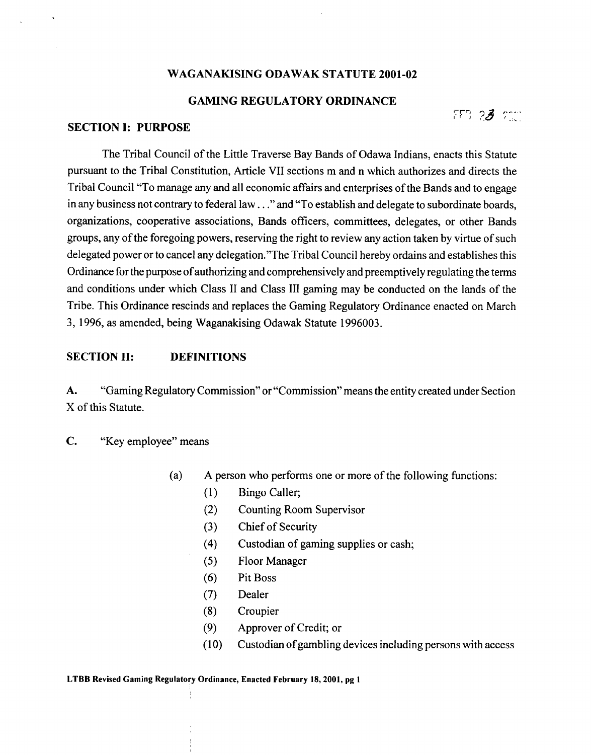**WAGANAKISING ODAWAK STATUTE 2001-02**

**GAMING REGULATORY ORDINANCE**

**SECTION I: PURPOSE**

The Tribal Council of the Little Traverse Bay Bands of Odawa Indians, enacts this Statute pursuant to the Tribal Constitution, Article VII sections m and n which authorizes and directs the Tribal Council "To manage any and all economic affairs and enterprises of the Bands and to engage in any business not contrary to federal law . . ." and "To establish and delegate to subordinate boards, organizations, cooperative associations, Bands officers, committees, delegates, or other Bands groups, any of the foregoing powers, reserving the right to review any action taken by virtue of such delegated power or to cancel any delegation."The Tribal Council hereby ordains and establishes this Ordinance for the purpose of authorizing and comprehensively and preemptively regulating the terms and conditions under which Class II and Class III gaming may be conducted on the lands of the Tribe. This Ordinance rescinds and replaces the Gaming Regulatory Ordinance enacted on March 3, 1996, as amended, being Waganakising Odawak Statute 1996003.

**SECTION II: DEFINITIONS**

**A.** "Gaming Regulatory Commission" or "Commission" means the entity created under Section X of this Statute.

**C.** "Key employee" means

(a) A person who performs one or more of the following functions:

(1) Bingo Caller;
(2) Counting Room Supervisor
(3) Chief of Security
(4) Custodian of gaming supplies or cash;
(5) Floor Manager
(6) Pit Boss
(7) Dealer
(8) Croupier
(9) Approver of Credit; or
(10) Custodian of gambling devices including persons with access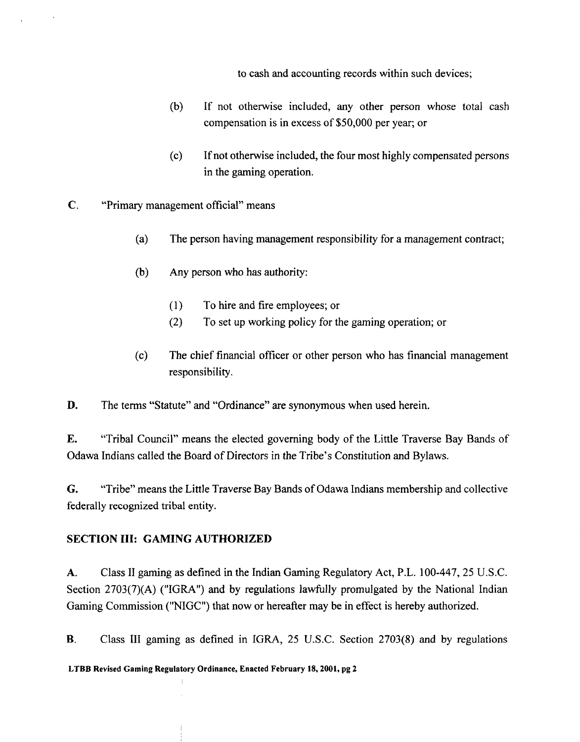to cash and accounting records within such devices;

(b) If not otherwise included, any other person whose total cash compensation is in excess of $50,000 per year; or

(c) If not otherwise included, the four most highly compensated persons in the gaming operation.

**C.** "Primary management official" means

(a) The person having management responsibility for a management contract;

(b) Any person who has authority:

(1) To hire and fire employees; or
(2) To set up working policy for the gaming operation; or

(c) The chief financial officer or other person who has financial management responsibility.

**D.** The terms "Statute" and "Ordinance" are synonymous when used herein.

**E.** "Tribal Council" means the elected governing body of the Little Traverse Bay Bands of Odawa Indians called the Board of Directors in the Tribe's Constitution and Bylaws.

**G.** "Tribe" means the Little Traverse Bay Bands of Odawa Indians membership and collective federally recognized tribal entity.

## SECTION III: GAMING AUTHORIZED

**A.** Class II gaming as defined in the Indian Gaming Regulatory Act, P.L. 100-447, 25 U.S.C. Section 2703(7)(A) ("IGRA") and by regulations lawfully promulgated by the National Indian Gaming Commission ("NIGC") that now or hereafter may be in effect is hereby authorized.

**B.** Class III gaming as defined in IGRA, 25 U.S.C. Section 2703(8) and by regulations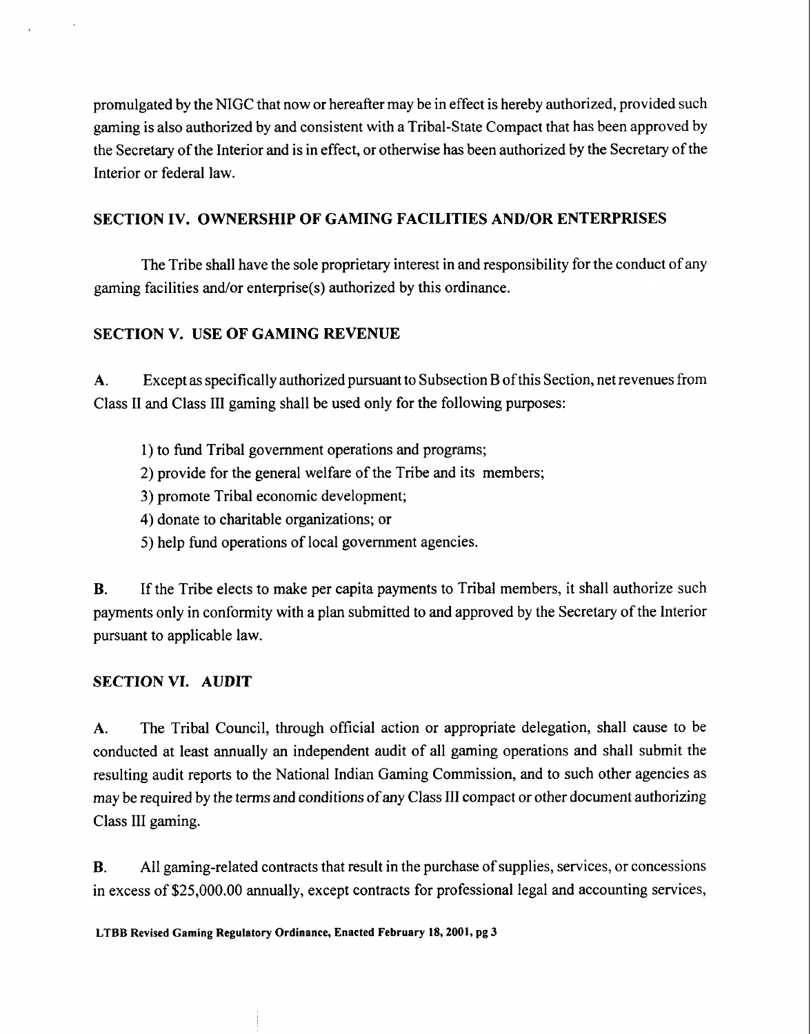promulgated by the NIGC that now or hereafter may be in effect is hereby authorized, provided such gaming is also authorized by and consistent with a Tribal-State Compact that has been approved by the Secretary of the Interior and is in effect, or otherwise has been authorized by the Secretary of the Interior or federal law.

## SECTION IV. OWNERSHIP OF GAMING FACILITIES AND/OR ENTERPRISES

The Tribe shall have the sole proprietary interest in and responsibility for the conduct of any gaming facilities and/or enterprise(s) authorized by this ordinance.

## SECTION V. USE OF GAMING REVENUE

**A.** Except as specifically authorized pursuant to Subsection B of this Section, net revenues from Class II and Class III gaming shall be used only for the following purposes:

1) to fund Tribal government operations and programs;
2) provide for the general welfare of the Tribe and its members;
3) promote Tribal economic development;
4) donate to charitable organizations; or
5) help fund operations of local government agencies.

**B.** If the Tribe elects to make per capita payments to Tribal members, it shall authorize such payments only in conformity with a plan submitted to and approved by the Secretary of the Interior pursuant to applicable law.

## SECTION VI. AUDIT

**A.** The Tribal Council, through official action or appropriate delegation, shall cause to be conducted at least annually an independent audit of all gaming operations and shall submit the resulting audit reports to the National Indian Gaming Commission, and to such other agencies as may be required by the terms and conditions of any Class III compact or other document authorizing Class III gaming.

**B.** All gaming-related contracts that result in the purchase of supplies, services, or concessions in excess of $25,000.00 annually, except contracts for professional legal and accounting services,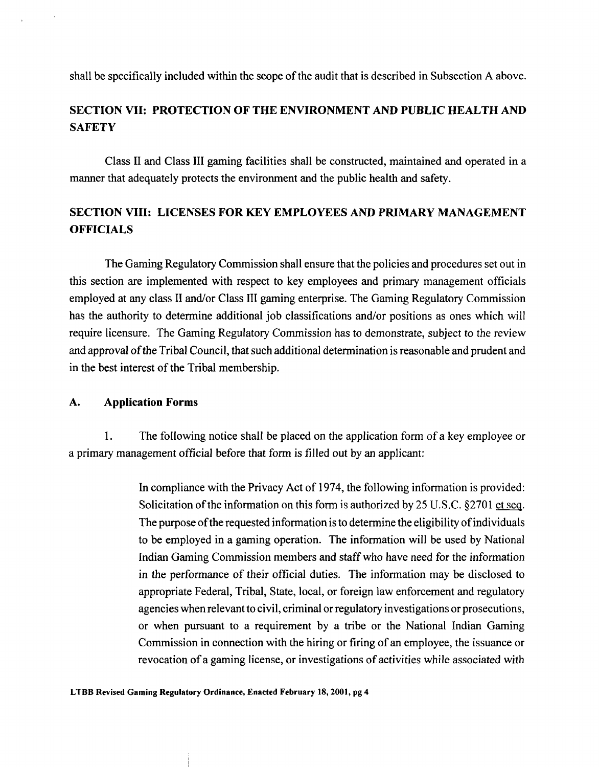shall be specifically included within the scope of the audit that is described in Subsection A above.

## SECTION VII: PROTECTION OF THE ENVIRONMENT AND PUBLIC HEALTH AND SAFETY

Class II and Class III gaming facilities shall be constructed, maintained and operated in a manner that adequately protects the environment and the public health and safety.

## SECTION VIII: LICENSES FOR KEY EMPLOYEES AND PRIMARY MANAGEMENT OFFICIALS

The Gaming Regulatory Commission shall ensure that the policies and procedures set out in this section are implemented with respect to key employees and primary management officials employed at any class II and/or Class III gaming enterprise. The Gaming Regulatory Commission has the authority to determine additional job classifications and/or positions as ones which will require licensure. The Gaming Regulatory Commission has to demonstrate, subject to the review and approval of the Tribal Council, that such additional determination is reasonable and prudent and in the best interest of the Tribal membership.

### A. Application Forms

1. The following notice shall be placed on the application form of a key employee or a primary management official before that form is filled out by an applicant:

> In compliance with the Privacy Act of 1974, the following information is provided: Solicitation of the information on this form is authorized by 25 U.S.C. §2701 et seq. The purpose of the requested information is to determine the eligibility of individuals to be employed in a gaming operation. The information will be used by National Indian Gaming Commission members and staff who have need for the information in the performance of their official duties. The information may be disclosed to appropriate Federal, Tribal, State, local, or foreign law enforcement and regulatory agencies when relevant to civil, criminal or regulatory investigations or prosecutions, or when pursuant to a requirement by a tribe or the National Indian Gaming Commission in connection with the hiring or firing of an employee, the issuance or revocation of a gaming license, or investigations of activities while associated with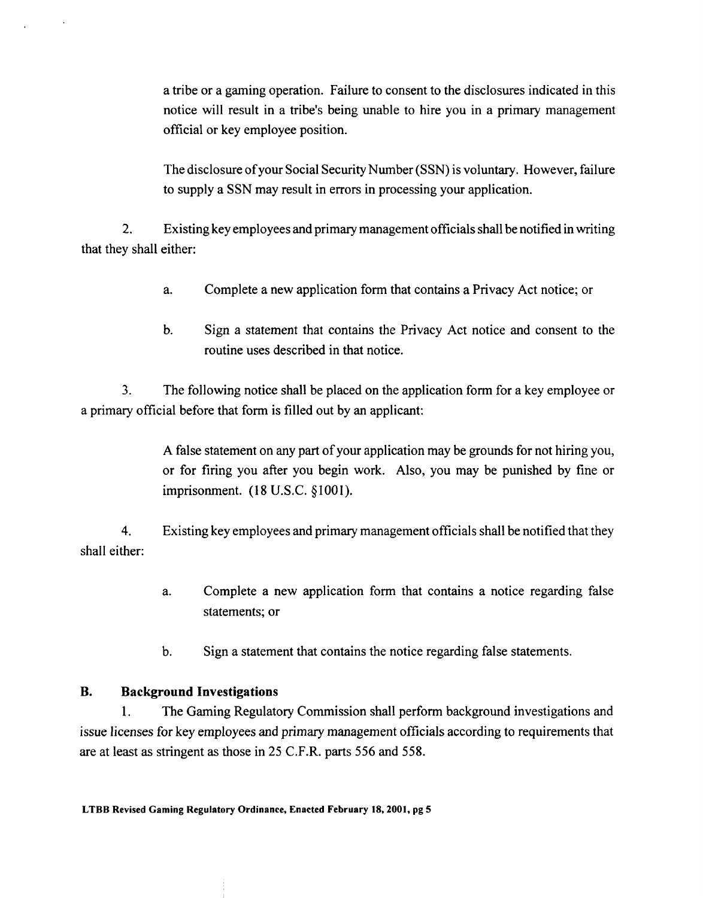a tribe or a gaming operation. Failure to consent to the disclosures indicated in this notice will result in a tribe's being unable to hire you in a primary management official or key employee position.

The disclosure of your Social Security Number (SSN) is voluntary. However, failure to supply a SSN may result in errors in processing your application.

2. Existing key employees and primary management officials shall be notified in writing that they shall either:

a. Complete a new application form that contains a Privacy Act notice; or

b. Sign a statement that contains the Privacy Act notice and consent to the routine uses described in that notice.

3. The following notice shall be placed on the application form for a key employee or a primary official before that form is filled out by an applicant:

A false statement on any part of your application may be grounds for not hiring you, or for firing you after you begin work. Also, you may be punished by fine or imprisonment. (18 U.S.C. §1001).

4. Existing key employees and primary management officials shall be notified that they shall either:

a. Complete a new application form that contains a notice regarding false statements; or

b. Sign a statement that contains the notice regarding false statements.

**B. Background Investigations**

1. The Gaming Regulatory Commission shall perform background investigations and issue licenses for key employees and primary management officials according to requirements that are at least as stringent as those in 25 C.F.R. parts 556 and 558.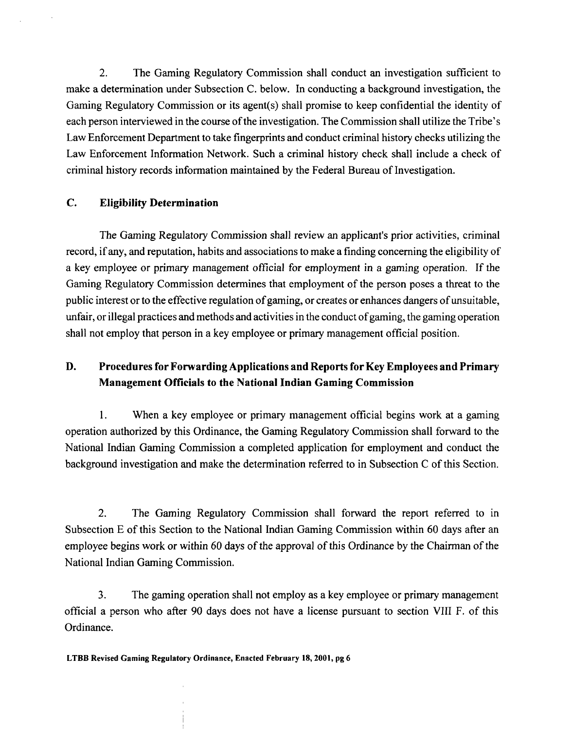2. The Gaming Regulatory Commission shall conduct an investigation sufficient to make a determination under Subsection C. below. In conducting a background investigation, the Gaming Regulatory Commission or its agent(s) shall promise to keep confidential the identity of each person interviewed in the course of the investigation. The Commission shall utilize the Tribe's Law Enforcement Department to take fingerprints and conduct criminal history checks utilizing the Law Enforcement Information Network. Such a criminal history check shall include a check of criminal history records information maintained by the Federal Bureau of Investigation.

### C. Eligibility Determination

The Gaming Regulatory Commission shall review an applicant's prior activities, criminal record, if any, and reputation, habits and associations to make a finding concerning the eligibility of a key employee or primary management official for employment in a gaming operation. If the Gaming Regulatory Commission determines that employment of the person poses a threat to the public interest or to the effective regulation of gaming, or creates or enhances dangers of unsuitable, unfair, or illegal practices and methods and activities in the conduct of gaming, the gaming operation shall not employ that person in a key employee or primary management official position.

### D. Procedures for Forwarding Applications and Reports for Key Employees and Primary Management Officials to the National Indian Gaming Commission

1. When a key employee or primary management official begins work at a gaming operation authorized by this Ordinance, the Gaming Regulatory Commission shall forward to the National Indian Gaming Commission a completed application for employment and conduct the background investigation and make the determination referred to in Subsection C of this Section.

2. The Gaming Regulatory Commission shall forward the report referred to in Subsection E of this Section to the National Indian Gaming Commission within 60 days after an employee begins work or within 60 days of the approval of this Ordinance by the Chairman of the National Indian Gaming Commission.

3. The gaming operation shall not employ as a key employee or primary management official a person who after 90 days does not have a license pursuant to section VIII F. of this Ordinance.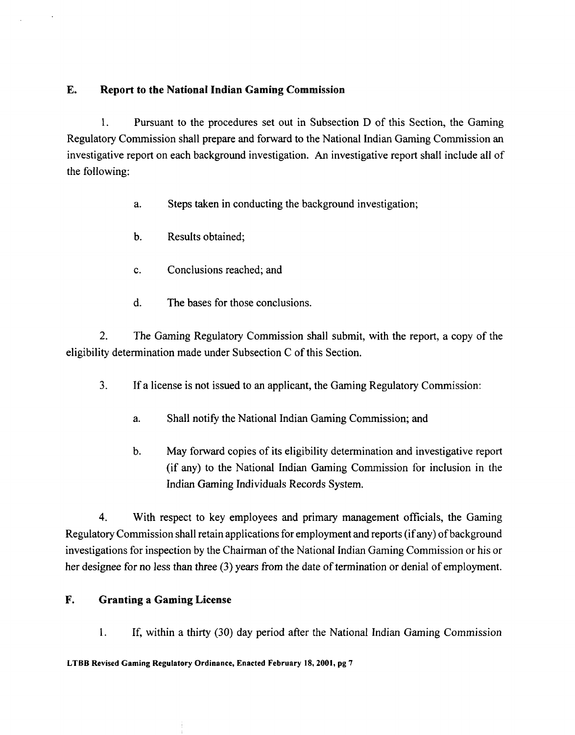## E. Report to the National Indian Gaming Commission

1. Pursuant to the procedures set out in Subsection D of this Section, the Gaming Regulatory Commission shall prepare and forward to the National Indian Gaming Commission an investigative report on each background investigation. An investigative report shall include all of the following:

   a. Steps taken in conducting the background investigation;

   b. Results obtained;

   c. Conclusions reached; and

   d. The bases for those conclusions.

2. The Gaming Regulatory Commission shall submit, with the report, a copy of the eligibility determination made under Subsection C of this Section.

3. If a license is not issued to an applicant, the Gaming Regulatory Commission:

   a. Shall notify the National Indian Gaming Commission; and

   b. May forward copies of its eligibility determination and investigative report (if any) to the National Indian Gaming Commission for inclusion in the Indian Gaming Individuals Records System.

4. With respect to key employees and primary management officials, the Gaming Regulatory Commission shall retain applications for employment and reports (if any) of background investigations for inspection by the Chairman of the National Indian Gaming Commission or his or her designee for no less than three (3) years from the date of termination or denial of employment.

## F. Granting a Gaming License

1. If, within a thirty (30) day period after the National Indian Gaming Commission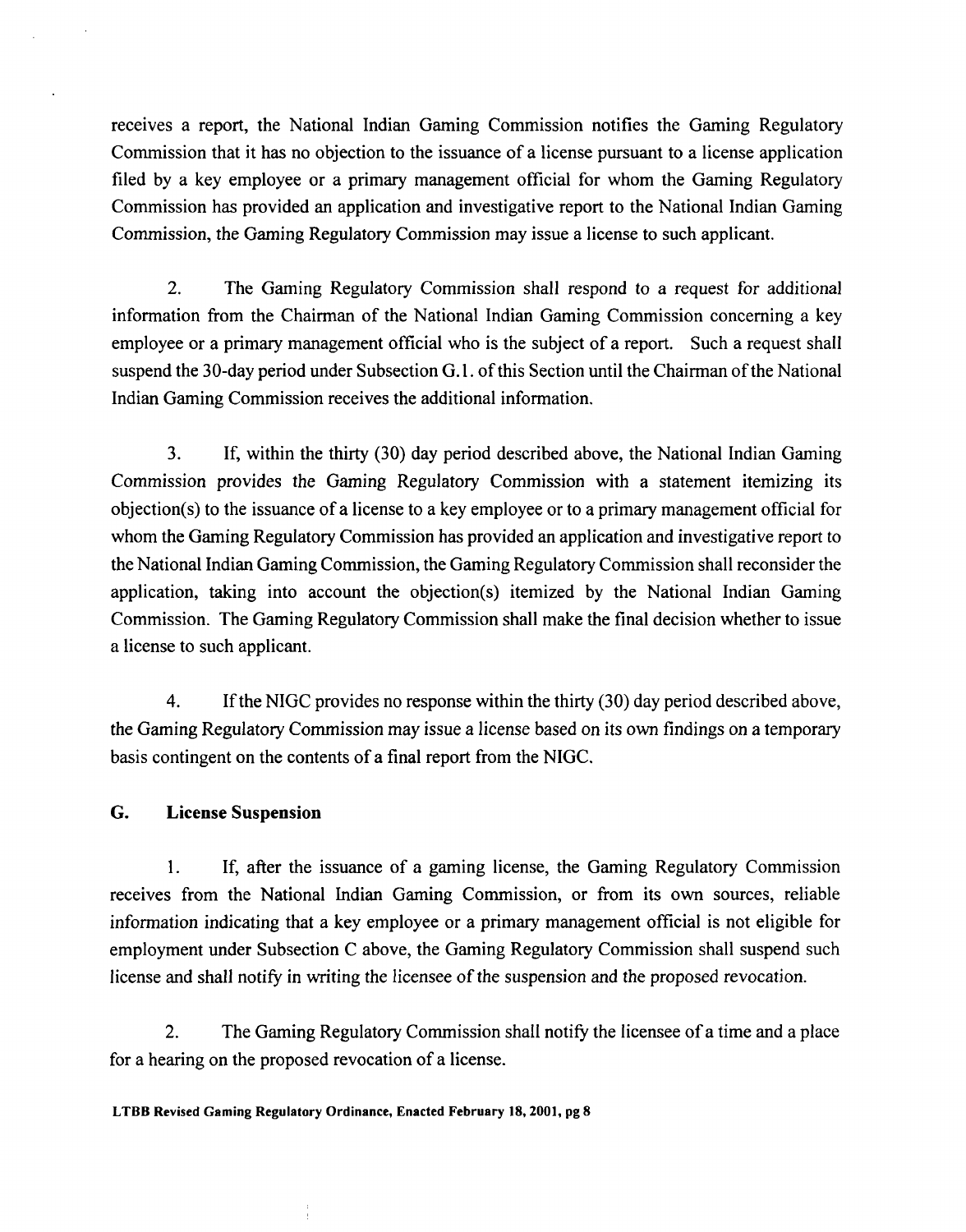receives a report, the National Indian Gaming Commission notifies the Gaming Regulatory Commission that it has no objection to the issuance of a license pursuant to a license application filed by a key employee or a primary management official for whom the Gaming Regulatory Commission has provided an application and investigative report to the National Indian Gaming Commission, the Gaming Regulatory Commission may issue a license to such applicant.

2. The Gaming Regulatory Commission shall respond to a request for additional information from the Chairman of the National Indian Gaming Commission concerning a key employee or a primary management official who is the subject of a report. Such a request shall suspend the 30-day period under Subsection G.1. of this Section until the Chairman of the National Indian Gaming Commission receives the additional information.

3. If, within the thirty (30) day period described above, the National Indian Gaming Commission provides the Gaming Regulatory Commission with a statement itemizing its objection(s) to the issuance of a license to a key employee or to a primary management official for whom the Gaming Regulatory Commission has provided an application and investigative report to the National Indian Gaming Commission, the Gaming Regulatory Commission shall reconsider the application, taking into account the objection(s) itemized by the National Indian Gaming Commission. The Gaming Regulatory Commission shall make the final decision whether to issue a license to such applicant.

4. If the NIGC provides no response within the thirty (30) day period described above, the Gaming Regulatory Commission may issue a license based on its own findings on a temporary basis contingent on the contents of a final report from the NIGC.

## G. License Suspension

1. If, after the issuance of a gaming license, the Gaming Regulatory Commission receives from the National Indian Gaming Commission, or from its own sources, reliable information indicating that a key employee or a primary management official is not eligible for employment under Subsection C above, the Gaming Regulatory Commission shall suspend such license and shall notify in writing the licensee of the suspension and the proposed revocation.

2. The Gaming Regulatory Commission shall notify the licensee of a time and a place for a hearing on the proposed revocation of a license.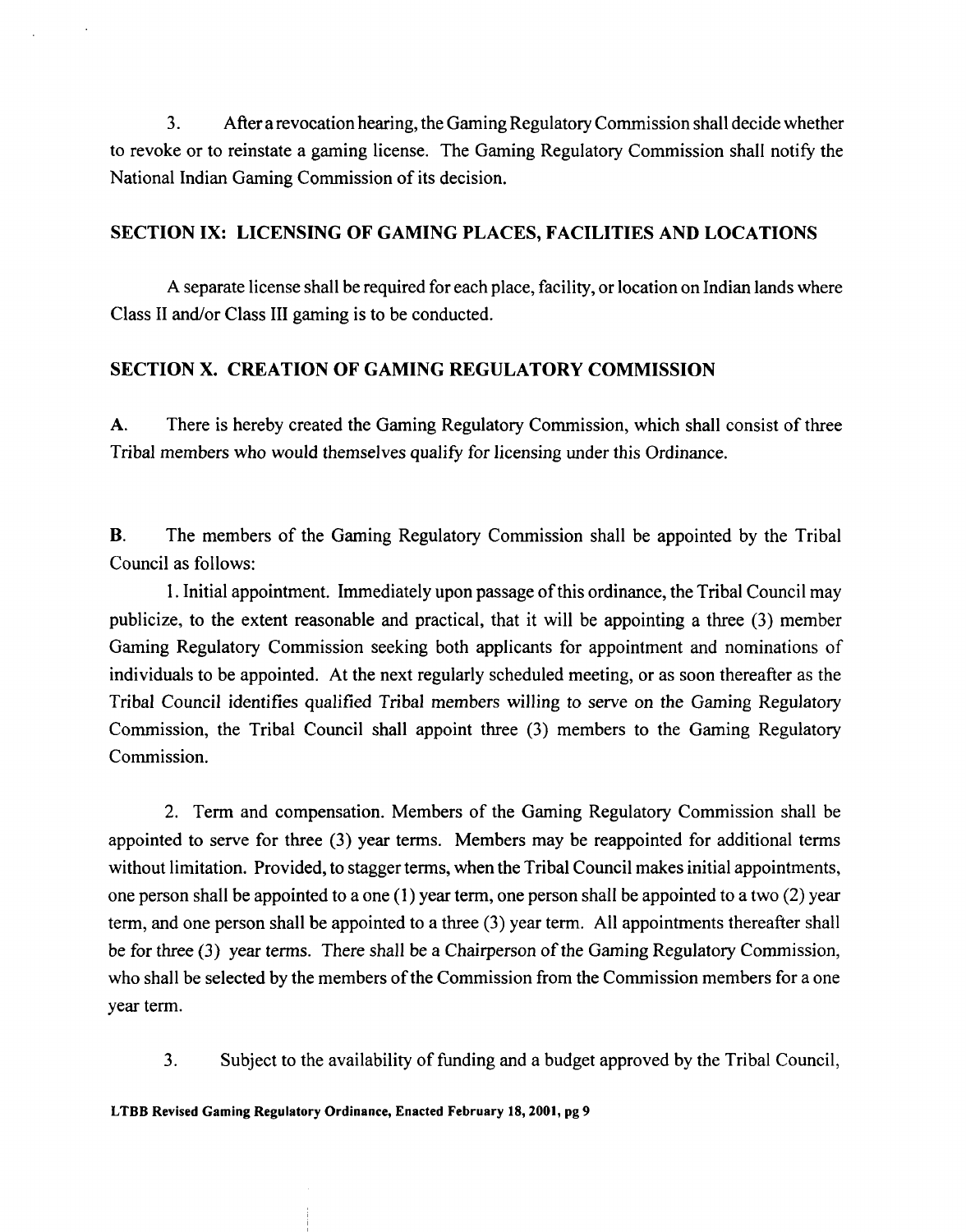3. After a revocation hearing, the Gaming Regulatory Commission shall decide whether to revoke or to reinstate a gaming license. The Gaming Regulatory Commission shall notify the National Indian Gaming Commission of its decision.

## SECTION IX: LICENSING OF GAMING PLACES, FACILITIES AND LOCATIONS

A separate license shall be required for each place, facility, or location on Indian lands where Class II and/or Class III gaming is to be conducted.

## SECTION X. CREATION OF GAMING REGULATORY COMMISSION

**A.** There is hereby created the Gaming Regulatory Commission, which shall consist of three Tribal members who would themselves qualify for licensing under this Ordinance.

**B.** The members of the Gaming Regulatory Commission shall be appointed by the Tribal Council as follows:

1. Initial appointment. Immediately upon passage of this ordinance, the Tribal Council may publicize, to the extent reasonable and practical, that it will be appointing a three (3) member Gaming Regulatory Commission seeking both applicants for appointment and nominations of individuals to be appointed. At the next regularly scheduled meeting, or as soon thereafter as the Tribal Council identifies qualified Tribal members willing to serve on the Gaming Regulatory Commission, the Tribal Council shall appoint three (3) members to the Gaming Regulatory Commission.

2. Term and compensation. Members of the Gaming Regulatory Commission shall be appointed to serve for three (3) year terms. Members may be reappointed for additional terms without limitation. Provided, to stagger terms, when the Tribal Council makes initial appointments, one person shall be appointed to a one (1) year term, one person shall be appointed to a two (2) year term, and one person shall be appointed to a three (3) year term. All appointments thereafter shall be for three (3) year terms. There shall be a Chairperson of the Gaming Regulatory Commission, who shall be selected by the members of the Commission from the Commission members for a one year term.

3. Subject to the availability of funding and a budget approved by the Tribal Council,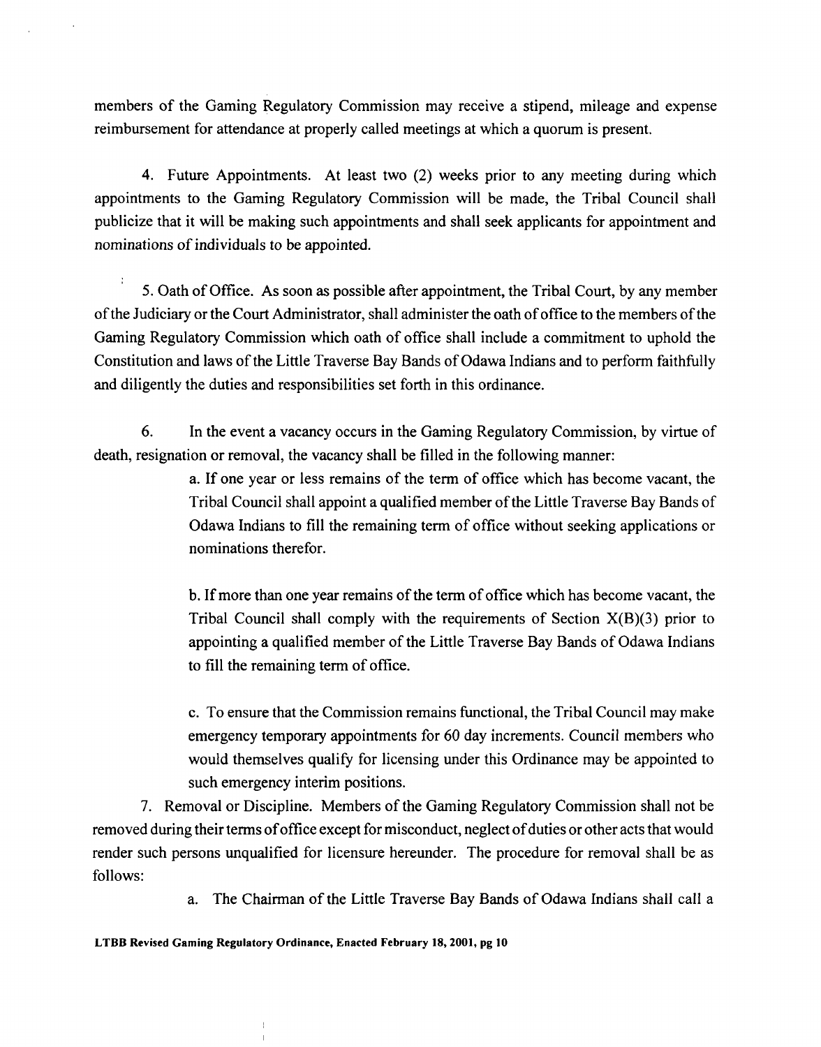members of the Gaming Regulatory Commission may receive a stipend, mileage and expense reimbursement for attendance at properly called meetings at which a quorum is present.

4. Future Appointments. At least two (2) weeks prior to any meeting during which appointments to the Gaming Regulatory Commission will be made, the Tribal Council shall publicize that it will be making such appointments and shall seek applicants for appointment and nominations of individuals to be appointed.

5. Oath of Office. As soon as possible after appointment, the Tribal Court, by any member of the Judiciary or the Court Administrator, shall administer the oath of office to the members of the Gaming Regulatory Commission which oath of office shall include a commitment to uphold the Constitution and laws of the Little Traverse Bay Bands of Odawa Indians and to perform faithfully and diligently the duties and responsibilities set forth in this ordinance.

6. In the event a vacancy occurs in the Gaming Regulatory Commission, by virtue of death, resignation or removal, the vacancy shall be filled in the following manner:

a. If one year or less remains of the term of office which has become vacant, the Tribal Council shall appoint a qualified member of the Little Traverse Bay Bands of Odawa Indians to fill the remaining term of office without seeking applications or nominations therefor.

b. If more than one year remains of the term of office which has become vacant, the Tribal Council shall comply with the requirements of Section X(B)(3) prior to appointing a qualified member of the Little Traverse Bay Bands of Odawa Indians to fill the remaining term of office.

c. To ensure that the Commission remains functional, the Tribal Council may make emergency temporary appointments for 60 day increments. Council members who would themselves qualify for licensing under this Ordinance may be appointed to such emergency interim positions.

7. Removal or Discipline. Members of the Gaming Regulatory Commission shall not be removed during their terms of office except for misconduct, neglect of duties or other acts that would render such persons unqualified for licensure hereunder. The procedure for removal shall be as follows:

a. The Chairman of the Little Traverse Bay Bands of Odawa Indians shall call a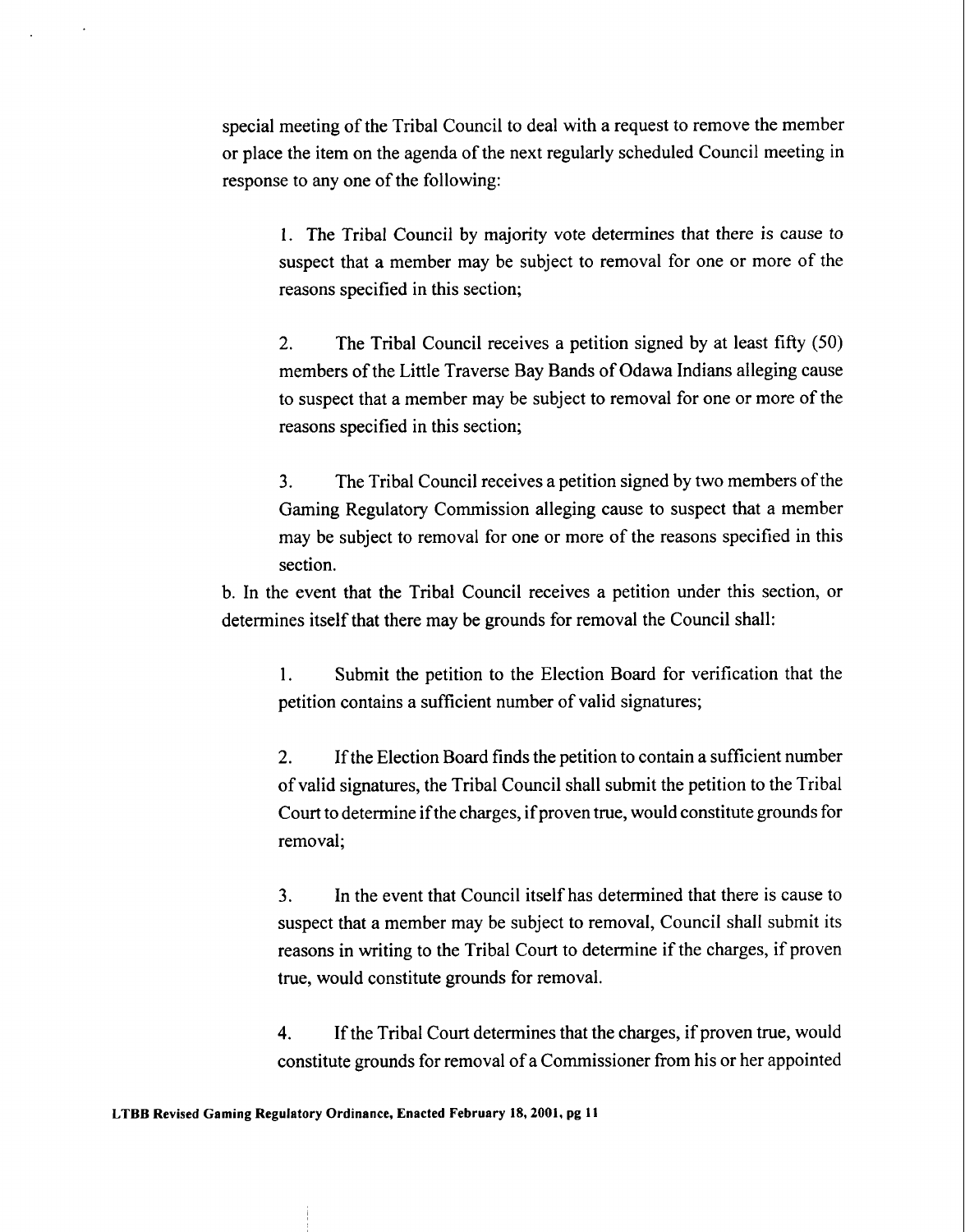special meeting of the Tribal Council to deal with a request to remove the member or place the item on the agenda of the next regularly scheduled Council meeting in response to any one of the following:

1. The Tribal Council by majority vote determines that there is cause to suspect that a member may be subject to removal for one or more of the reasons specified in this section;

2. The Tribal Council receives a petition signed by at least fifty (50) members of the Little Traverse Bay Bands of Odawa Indians alleging cause to suspect that a member may be subject to removal for one or more of the reasons specified in this section;

3. The Tribal Council receives a petition signed by two members of the Gaming Regulatory Commission alleging cause to suspect that a member may be subject to removal for one or more of the reasons specified in this section.

b. In the event that the Tribal Council receives a petition under this section, or determines itself that there may be grounds for removal the Council shall:

1. Submit the petition to the Election Board for verification that the petition contains a sufficient number of valid signatures;

2. If the Election Board finds the petition to contain a sufficient number of valid signatures, the Tribal Council shall submit the petition to the Tribal Court to determine if the charges, if proven true, would constitute grounds for removal;

3. In the event that Council itself has determined that there is cause to suspect that a member may be subject to removal, Council shall submit its reasons in writing to the Tribal Court to determine if the charges, if proven true, would constitute grounds for removal.

4. If the Tribal Court determines that the charges, if proven true, would constitute grounds for removal of a Commissioner from his or her appointed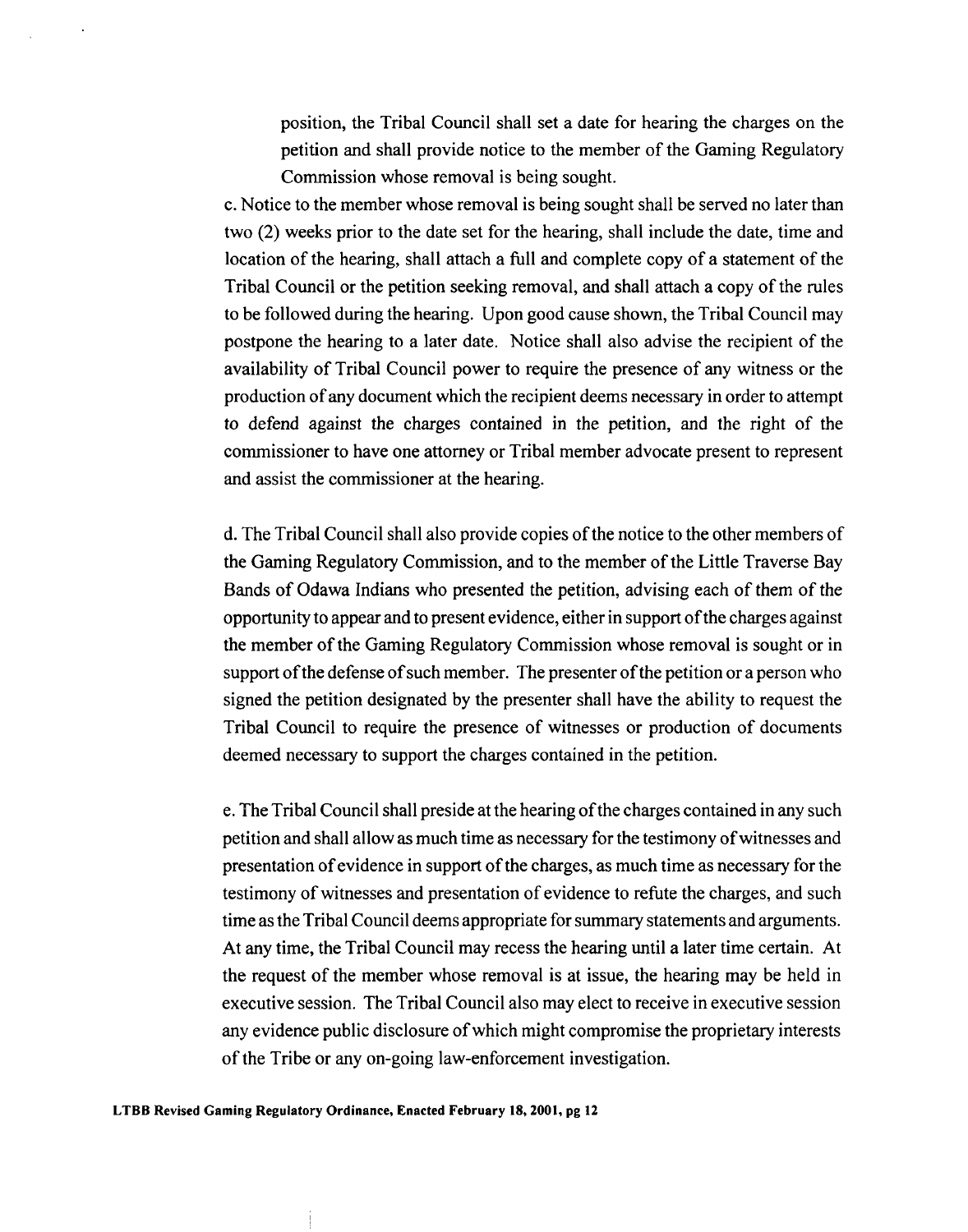position, the Tribal Council shall set a date for hearing the charges on the petition and shall provide notice to the member of the Gaming Regulatory Commission whose removal is being sought.

c. Notice to the member whose removal is being sought shall be served no later than two (2) weeks prior to the date set for the hearing, shall include the date, time and location of the hearing, shall attach a full and complete copy of a statement of the Tribal Council or the petition seeking removal, and shall attach a copy of the rules to be followed during the hearing. Upon good cause shown, the Tribal Council may postpone the hearing to a later date. Notice shall also advise the recipient of the availability of Tribal Council power to require the presence of any witness or the production of any document which the recipient deems necessary in order to attempt to defend against the charges contained in the petition, and the right of the commissioner to have one attorney or Tribal member advocate present to represent and assist the commissioner at the hearing.

d. The Tribal Council shall also provide copies of the notice to the other members of the Gaming Regulatory Commission, and to the member of the Little Traverse Bay Bands of Odawa Indians who presented the petition, advising each of them of the opportunity to appear and to present evidence, either in support of the charges against the member of the Gaming Regulatory Commission whose removal is sought or in support of the defense of such member. The presenter of the petition or a person who signed the petition designated by the presenter shall have the ability to request the Tribal Council to require the presence of witnesses or production of documents deemed necessary to support the charges contained in the petition.

e. The Tribal Council shall preside at the hearing of the charges contained in any such petition and shall allow as much time as necessary for the testimony of witnesses and presentation of evidence in support of the charges, as much time as necessary for the testimony of witnesses and presentation of evidence to refute the charges, and such time as the Tribal Council deems appropriate for summary statements and arguments. At any time, the Tribal Council may recess the hearing until a later time certain. At the request of the member whose removal is at issue, the hearing may be held in executive session. The Tribal Council also may elect to receive in executive session any evidence public disclosure of which might compromise the proprietary interests of the Tribe or any on-going law-enforcement investigation.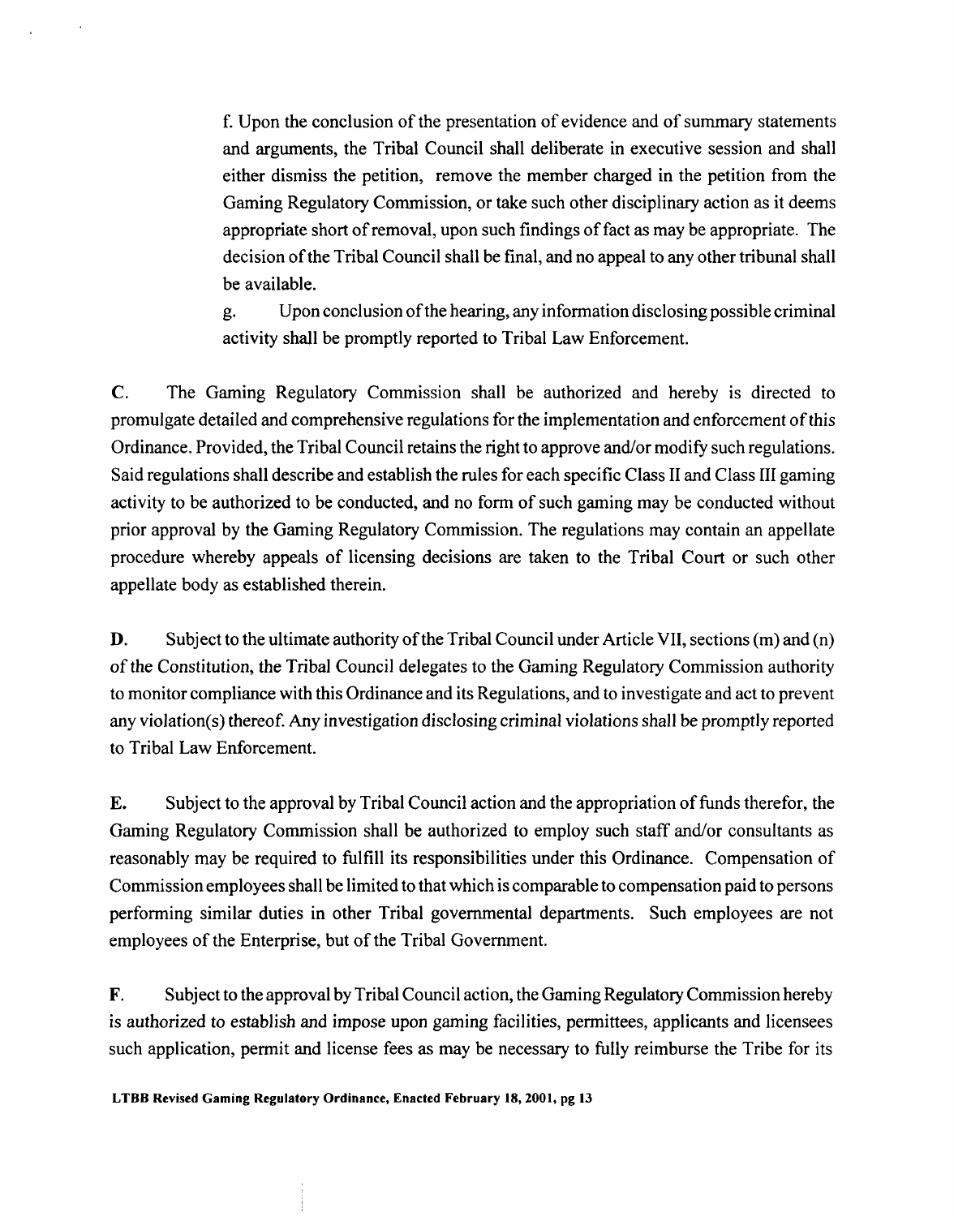f. Upon the conclusion of the presentation of evidence and of summary statements and arguments, the Tribal Council shall deliberate in executive session and shall either dismiss the petition, remove the member charged in the petition from the Gaming Regulatory Commission, or take such other disciplinary action as it deems appropriate short of removal, upon such findings of fact as may be appropriate. The decision of the Tribal Council shall be final, and no appeal to any other tribunal shall be available.

g. Upon conclusion of the hearing, any information disclosing possible criminal activity shall be promptly reported to Tribal Law Enforcement.

**C.** The Gaming Regulatory Commission shall be authorized and hereby is directed to promulgate detailed and comprehensive regulations for the implementation and enforcement of this Ordinance. Provided, the Tribal Council retains the right to approve and/or modify such regulations. Said regulations shall describe and establish the rules for each specific Class II and Class III gaming activity to be authorized to be conducted, and no form of such gaming may be conducted without prior approval by the Gaming Regulatory Commission. The regulations may contain an appellate procedure whereby appeals of licensing decisions are taken to the Tribal Court or such other appellate body as established therein.

**D.** Subject to the ultimate authority of the Tribal Council under Article VII, sections (m) and (n) of the Constitution, the Tribal Council delegates to the Gaming Regulatory Commission authority to monitor compliance with this Ordinance and its Regulations, and to investigate and act to prevent any violation(s) thereof. Any investigation disclosing criminal violations shall be promptly reported to Tribal Law Enforcement.

**E.** Subject to the approval by Tribal Council action and the appropriation of funds therefor, the Gaming Regulatory Commission shall be authorized to employ such staff and/or consultants as reasonably may be required to fulfill its responsibilities under this Ordinance. Compensation of Commission employees shall be limited to that which is comparable to compensation paid to persons performing similar duties in other Tribal governmental departments. Such employees are not employees of the Enterprise, but of the Tribal Government.

**F.** Subject to the approval by Tribal Council action, the Gaming Regulatory Commission hereby is authorized to establish and impose upon gaming facilities, permittees, applicants and licensees such application, permit and license fees as may be necessary to fully reimburse the Tribe for its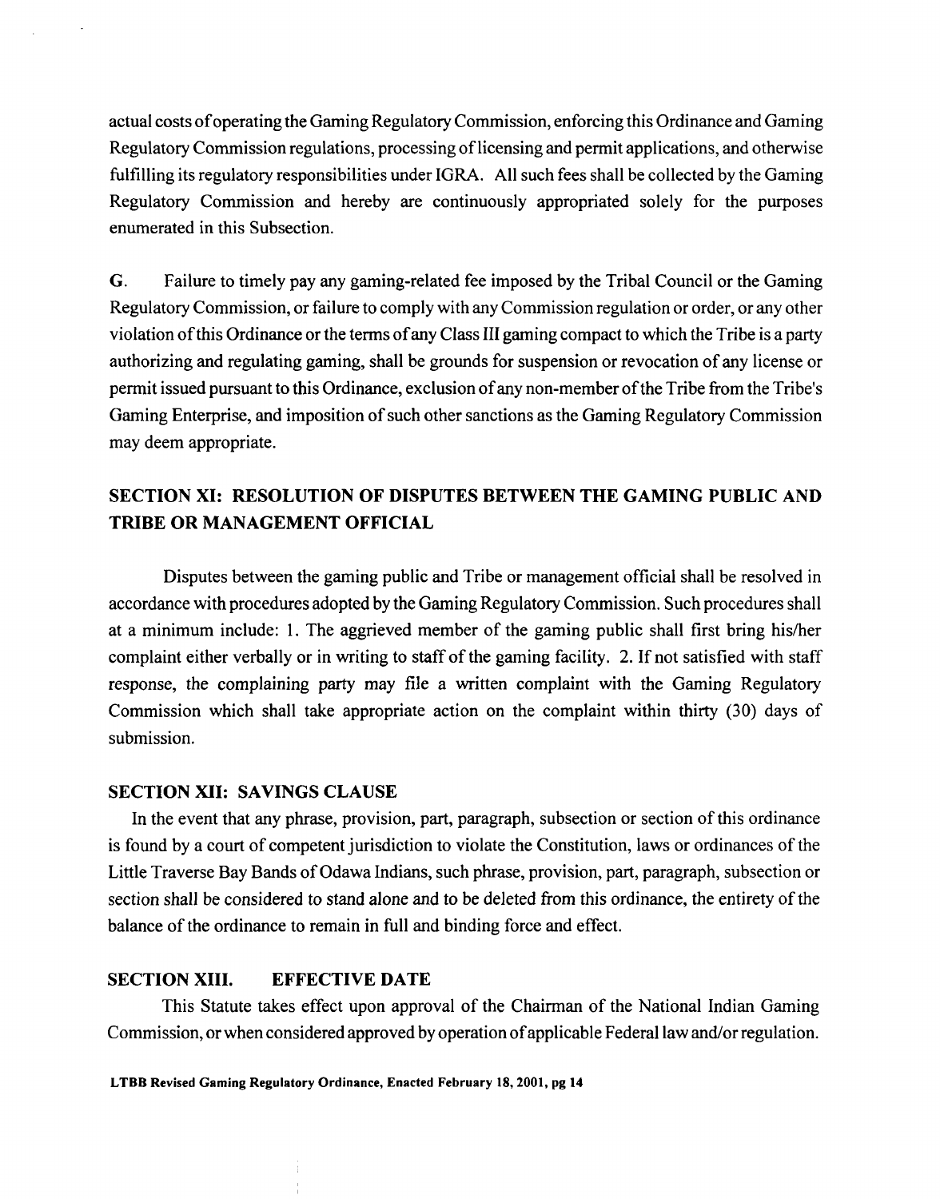actual costs of operating the Gaming Regulatory Commission, enforcing this Ordinance and Gaming Regulatory Commission regulations, processing of licensing and permit applications, and otherwise fulfilling its regulatory responsibilities under IGRA. All such fees shall be collected by the Gaming Regulatory Commission and hereby are continuously appropriated solely for the purposes enumerated in this Subsection.

G. Failure to timely pay any gaming-related fee imposed by the Tribal Council or the Gaming Regulatory Commission, or failure to comply with any Commission regulation or order, or any other violation of this Ordinance or the terms of any Class III gaming compact to which the Tribe is a party authorizing and regulating gaming, shall be grounds for suspension or revocation of any license or permit issued pursuant to this Ordinance, exclusion of any non-member of the Tribe from the Tribe's Gaming Enterprise, and imposition of such other sanctions as the Gaming Regulatory Commission may deem appropriate.

## SECTION XI: RESOLUTION OF DISPUTES BETWEEN THE GAMING PUBLIC AND TRIBE OR MANAGEMENT OFFICIAL

Disputes between the gaming public and Tribe or management official shall be resolved in accordance with procedures adopted by the Gaming Regulatory Commission. Such procedures shall at a minimum include: 1. The aggrieved member of the gaming public shall first bring his/her complaint either verbally or in writing to staff of the gaming facility. 2. If not satisfied with staff response, the complaining party may file a written complaint with the Gaming Regulatory Commission which shall take appropriate action on the complaint within thirty (30) days of submission.

## SECTION XII: SAVINGS CLAUSE

In the event that any phrase, provision, part, paragraph, subsection or section of this ordinance is found by a court of competent jurisdiction to violate the Constitution, laws or ordinances of the Little Traverse Bay Bands of Odawa Indians, such phrase, provision, part, paragraph, subsection or section shall be considered to stand alone and to be deleted from this ordinance, the entirety of the balance of the ordinance to remain in full and binding force and effect.

## SECTION XIII. EFFECTIVE DATE

This Statute takes effect upon approval of the Chairman of the National Indian Gaming Commission, or when considered approved by operation of applicable Federal law and/or regulation.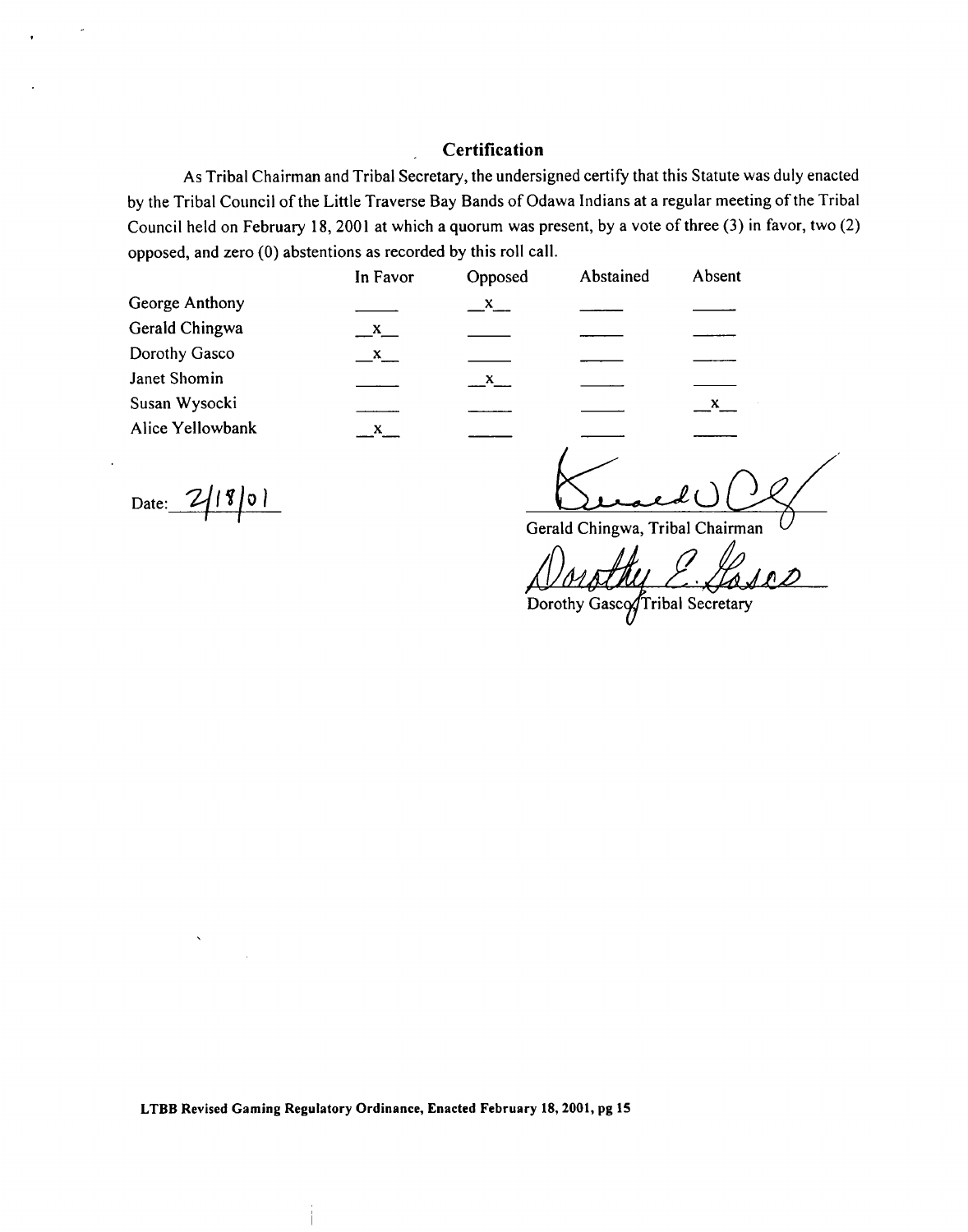## Certification

As Tribal Chairman and Tribal Secretary, the undersigned certify that this Statute was duly enacted by the Tribal Council of the Little Traverse Bay Bands of Odawa Indians at a regular meeting of the Tribal Council held on February 18, 2001 at which a quorum was present, by a vote of three (3) in favor, two (2) opposed, and zero (0) abstentions as recorded by this roll call.

| | In Favor | Opposed | Abstained | Absent |
|---|---|---|---|---|
| George Anthony | | x | | |
| Gerald Chingwa | x | | | |
| Dorothy Gasco | x | | | |
| Janet Shomin | | x | | |
| Susan Wysocki | | | | x |
| Alice Yellowbank | x | | | |

Date: 2/18/01

Gerald Chingwa, Tribal Chairman

Dorothy Gasco, Tribal Secretary

**LTBB Revised Gaming Regulatory Ordinance, Enacted February 18, 2001, pg 15**